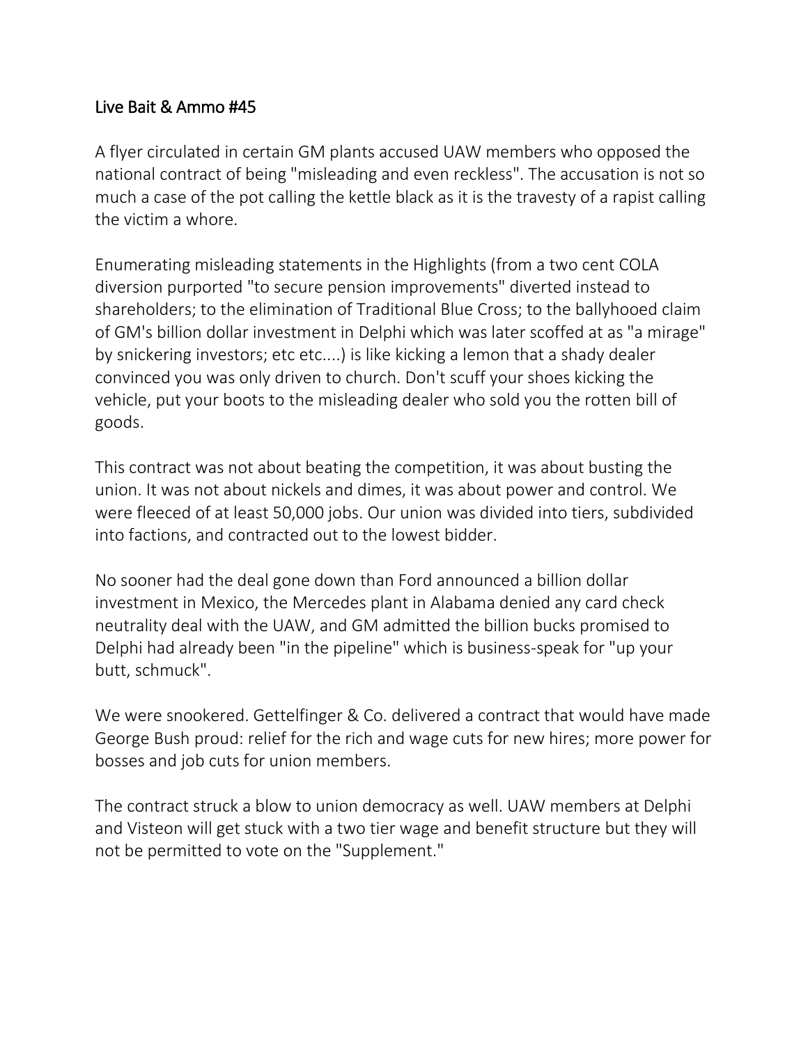# Live Bait & Ammo #45

A flyer circulated in certain GM plants accused UAW members who opposed the national contract of being "misleading and even reckless". The accusation is not so much a case of the pot calling the kettle black as it is the travesty of a rapist calling the victim a whore.

Enumerating misleading statements in the Highlights (from a two cent COLA diversion purported "to secure pension improvements" diverted instead to shareholders; to the elimination of Traditional Blue Cross; to the ballyhooed claim of GM's billion dollar investment in Delphi which was later scoffed at as "a mirage" by snickering investors; etc etc....) is like kicking a lemon that a shady dealer convinced you was only driven to church. Don't scuff your shoes kicking the vehicle, put your boots to the misleading dealer who sold you the rotten bill of goods.

This contract was not about beating the competition, it was about busting the union. It was not about nickels and dimes, it was about power and control. We were fleeced of at least 50,000 jobs. Our union was divided into tiers, subdivided into factions, and contracted out to the lowest bidder.

No sooner had the deal gone down than Ford announced a billion dollar investment in Mexico, the Mercedes plant in Alabama denied any card check neutrality deal with the UAW, and GM admitted the billion bucks promised to Delphi had already been "in the pipeline" which is business-speak for "up your butt, schmuck".

We were snookered. Gettelfinger & Co. delivered a contract that would have made George Bush proud: relief for the rich and wage cuts for new hires; more power for bosses and job cuts for union members.

The contract struck a blow to union democracy as well. UAW members at Delphi and Visteon will get stuck with a two tier wage and benefit structure but they will not be permitted to vote on the "Supplement."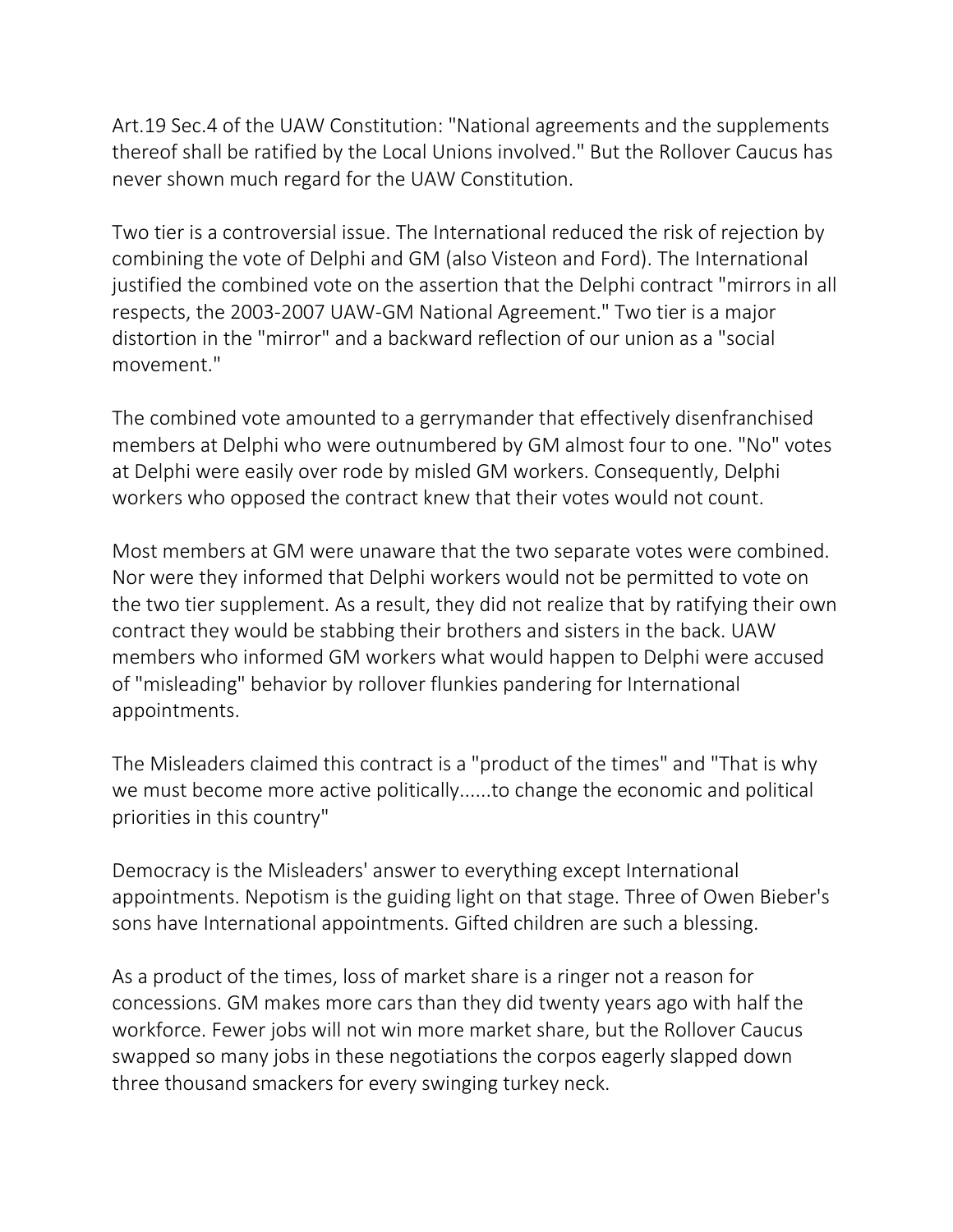Art.19 Sec.4 of the UAW Constitution: "National agreements and the supplements thereof shall be ratified by the Local Unions involved." But the Rollover Caucus has never shown much regard for the UAW Constitution.

Two tier is a controversial issue. The International reduced the risk of rejection by combining the vote of Delphi and GM (also Visteon and Ford). The International justified the combined vote on the assertion that the Delphi contract "mirrors in all respects, the 2003-2007 UAW-GM National Agreement." Two tier is a major distortion in the "mirror" and a backward reflection of our union as a "social movement."

The combined vote amounted to a gerrymander that effectively disenfranchised members at Delphi who were outnumbered by GM almost four to one. "No" votes at Delphi were easily over rode by misled GM workers. Consequently, Delphi workers who opposed the contract knew that their votes would not count.

Most members at GM were unaware that the two separate votes were combined. Nor were they informed that Delphi workers would not be permitted to vote on the two tier supplement. As a result, they did not realize that by ratifying their own contract they would be stabbing their brothers and sisters in the back. UAW members who informed GM workers what would happen to Delphi were accused of "misleading" behavior by rollover flunkies pandering for International appointments.

The Misleaders claimed this contract is a "product of the times" and "That is why we must become more active politically......to change the economic and political priorities in this country"

Democracy is the Misleaders' answer to everything except International appointments. Nepotism is the guiding light on that stage. Three of Owen Bieber's sons have International appointments. Gifted children are such a blessing.

As a product of the times, loss of market share is a ringer not a reason for concessions. GM makes more cars than they did twenty years ago with half the workforce. Fewer jobs will not win more market share, but the Rollover Caucus swapped so many jobs in these negotiations the corpos eagerly slapped down three thousand smackers for every swinging turkey neck.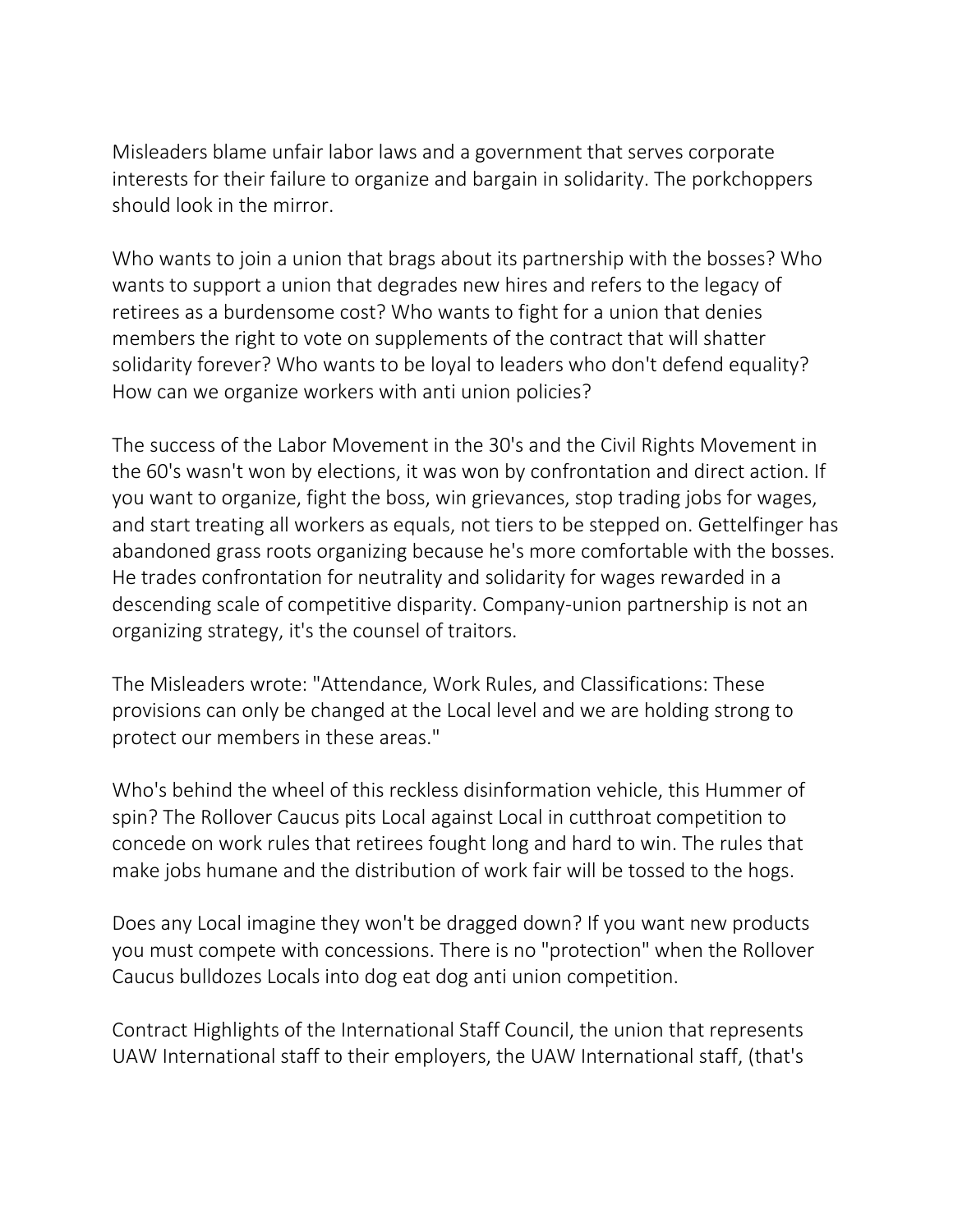Misleaders blame unfair labor laws and a government that serves corporate interests for their failure to organize and bargain in solidarity. The porkchoppers should look in the mirror.

Who wants to join a union that brags about its partnership with the bosses? Who wants to support a union that degrades new hires and refers to the legacy of retirees as a burdensome cost? Who wants to fight for a union that denies members the right to vote on supplements of the contract that will shatter solidarity forever? Who wants to be loyal to leaders who don't defend equality? How can we organize workers with anti union policies?

The success of the Labor Movement in the 30's and the Civil Rights Movement in the 60's wasn't won by elections, it was won by confrontation and direct action. If you want to organize, fight the boss, win grievances, stop trading jobs for wages, and start treating all workers as equals, not tiers to be stepped on. Gettelfinger has abandoned grass roots organizing because he's more comfortable with the bosses. He trades confrontation for neutrality and solidarity for wages rewarded in a descending scale of competitive disparity. Company-union partnership is not an organizing strategy, it's the counsel of traitors.

The Misleaders wrote: "Attendance, Work Rules, and Classifications: These provisions can only be changed at the Local level and we are holding strong to protect our members in these areas."

Who's behind the wheel of this reckless disinformation vehicle, this Hummer of spin? The Rollover Caucus pits Local against Local in cutthroat competition to concede on work rules that retirees fought long and hard to win. The rules that make jobs humane and the distribution of work fair will be tossed to the hogs.

Does any Local imagine they won't be dragged down? If you want new products you must compete with concessions. There is no "protection" when the Rollover Caucus bulldozes Locals into dog eat dog anti union competition.

Contract Highlights of the International Staff Council, the union that represents UAW International staff to their employers, the UAW International staff, (that's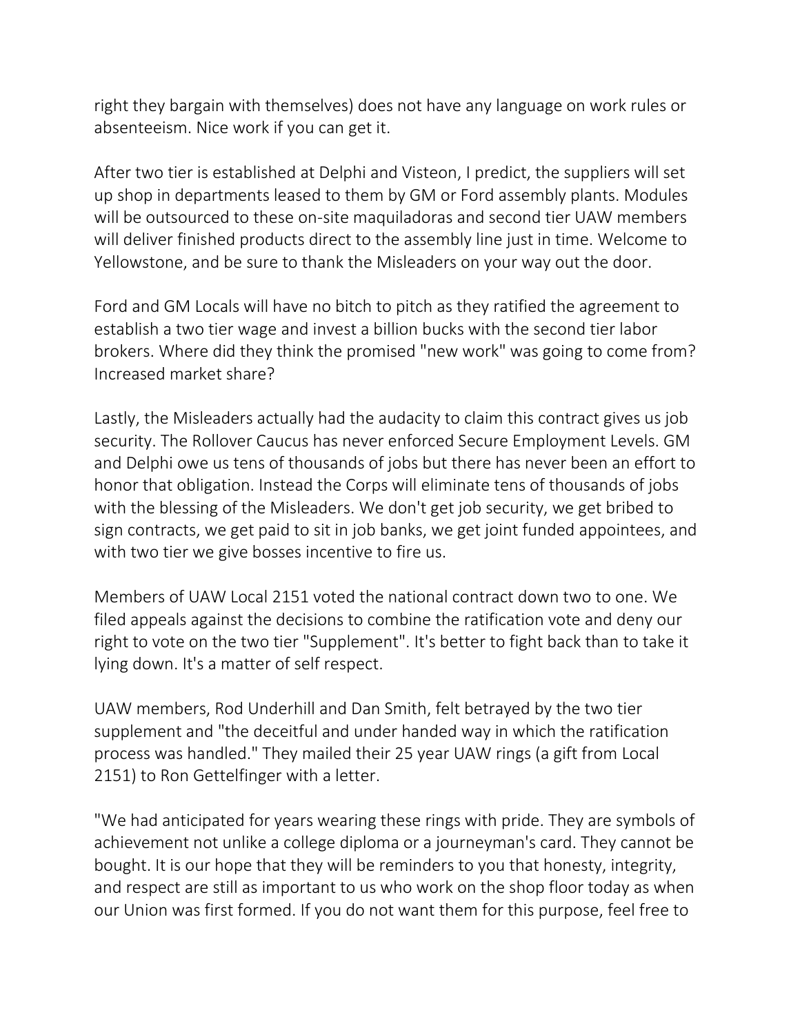right they bargain with themselves) does not have any language on work rules or absenteeism. Nice work if you can get it.

After two tier is established at Delphi and Visteon, I predict, the suppliers will set up shop in departments leased to them by GM or Ford assembly plants. Modules will be outsourced to these on-site maquiladoras and second tier UAW members will deliver finished products direct to the assembly line just in time. Welcome to Yellowstone, and be sure to thank the Misleaders on your way out the door.

Ford and GM Locals will have no bitch to pitch as they ratified the agreement to establish a two tier wage and invest a billion bucks with the second tier labor brokers. Where did they think the promised "new work" was going to come from? Increased market share?

Lastly, the Misleaders actually had the audacity to claim this contract gives us job security. The Rollover Caucus has never enforced Secure Employment Levels. GM and Delphi owe us tens of thousands of jobs but there has never been an effort to honor that obligation. Instead the Corps will eliminate tens of thousands of jobs with the blessing of the Misleaders. We don't get job security, we get bribed to sign contracts, we get paid to sit in job banks, we get joint funded appointees, and with two tier we give bosses incentive to fire us.

Members of UAW Local 2151 voted the national contract down two to one. We filed appeals against the decisions to combine the ratification vote and deny our right to vote on the two tier "Supplement". It's better to fight back than to take it lying down. It's a matter of self respect.

UAW members, Rod Underhill and Dan Smith, felt betrayed by the two tier supplement and "the deceitful and under handed way in which the ratification process was handled." They mailed their 25 year UAW rings (a gift from Local 2151) to Ron Gettelfinger with a letter.

"We had anticipated for years wearing these rings with pride. They are symbols of achievement not unlike a college diploma or a journeyman's card. They cannot be bought. It is our hope that they will be reminders to you that honesty, integrity, and respect are still as important to us who work on the shop floor today as when our Union was first formed. If you do not want them for this purpose, feel free to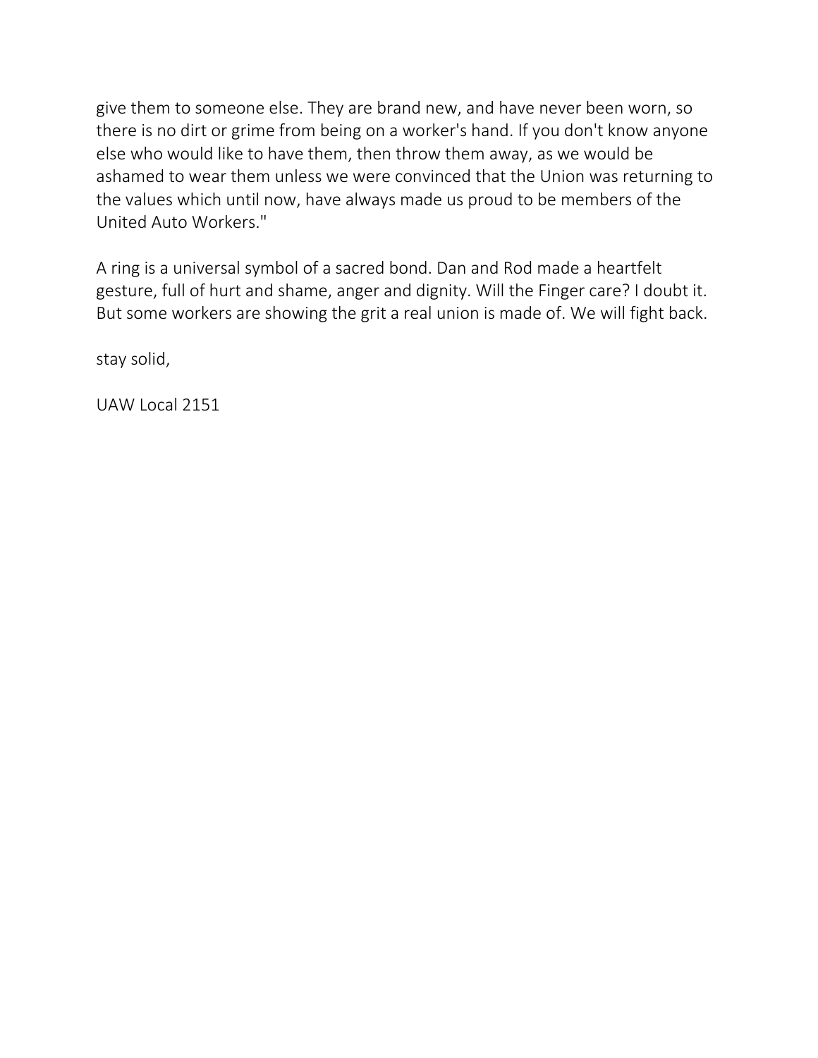give them to someone else. They are brand new, and have never been worn, so there is no dirt or grime from being on a worker's hand. If you don't know anyone else who would like to have them, then throw them away, as we would be ashamed to wear them unless we were convinced that the Union was returning to the values which until now, have always made us proud to be members of the United Auto Workers."

A ring is a universal symbol of a sacred bond. Dan and Rod made a heartfelt gesture, full of hurt and shame, anger and dignity. Will the Finger care? I doubt it. But some workers are showing the grit a real union is made of. We will fight back.

stay solid,

UAW Local 2151